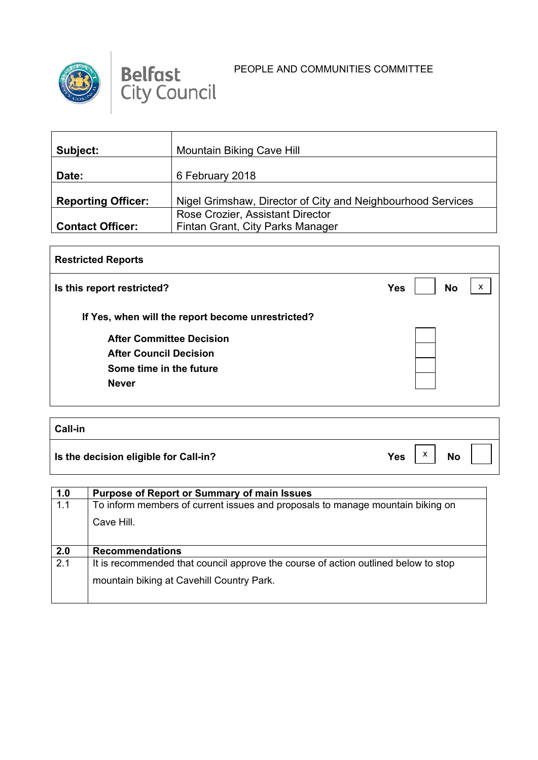Belfast City Council

PEOPLE AND COMMUNITIES COMMITTEE

| | |
|---|---|
| **Subject:** | Mountain Biking Cave Hill |
| **Date:** | 6 February 2018 |
| **Reporting Officer:** | Nigel Grimshaw, Director of City and Neighbourhood Services |
| **Contact Officer:** | Rose Crozier, Assistant Director<br>Fintan Grant, City Parks Manager |

| **Restricted Reports** | | | | |
|---|---|---|---|---|
| **Is this report restricted?** | **Yes** | | **No** | x |
| **If Yes, when will the report become unrestricted?** | | | | |
| **After Committee Decision** | | | | |
| **After Council Decision** | | | | |
| **Some time in the future** | | | | |
| **Never** | | | | |

| **Call-in** | | | | |
|---|---|---|---|---|
| **Is the decision eligible for Call-in?** | **Yes** | x | **No** | |

| **1.0** | **Purpose of Report or Summary of main Issues** |
|---|---|
| 1.1 | To inform members of current issues and proposals to manage mountain biking on Cave Hill. |
| **2.0** | **Recommendations** |
| 2.1 | It is recommended that council approve the course of action outlined below to stop mountain biking at Cavehill Country Park. |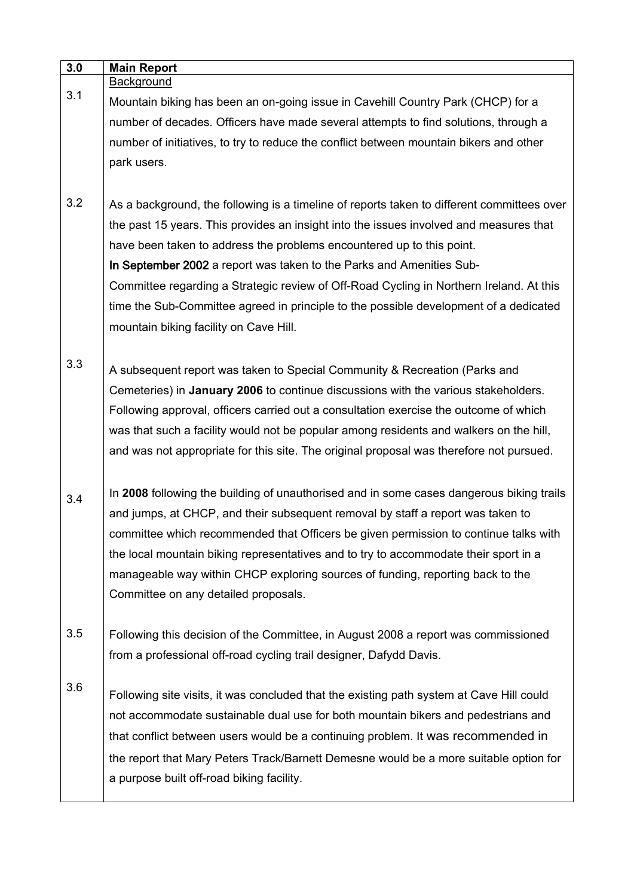| 3.0 | Main Report |
|---|---|
| | <u>Background</u> |
| 3.1 | Mountain biking has been an on-going issue in Cavehill Country Park (CHCP) for a number of decades. Officers have made several attempts to find solutions, through a number of initiatives, to try to reduce the conflict between mountain bikers and other park users. |
| 3.2 | As a background, the following is a timeline of reports taken to different committees over the past 15 years. This provides an insight into the issues involved and measures that have been taken to address the problems encountered up to this point.<br>**In September 2002** a report was taken to the Parks and Amenities Sub-Committee regarding a Strategic review of Off-Road Cycling in Northern Ireland. At this time the Sub-Committee agreed in principle to the possible development of a dedicated mountain biking facility on Cave Hill. |
| 3.3 | A subsequent report was taken to Special Community & Recreation (Parks and Cemeteries) in **January 2006** to continue discussions with the various stakeholders. Following approval, officers carried out a consultation exercise the outcome of which was that such a facility would not be popular among residents and walkers on the hill, and was not appropriate for this site. The original proposal was therefore not pursued. |
| 3.4 | In **2008** following the building of unauthorised and in some cases dangerous biking trails and jumps, at CHCP, and their subsequent removal by staff a report was taken to committee which recommended that Officers be given permission to continue talks with the local mountain biking representatives and to try to accommodate their sport in a manageable way within CHCP exploring sources of funding, reporting back to the Committee on any detailed proposals. |
| 3.5 | Following this decision of the Committee, in August 2008 a report was commissioned from a professional off-road cycling trail designer, Dafydd Davis. |
| 3.6 | Following site visits, it was concluded that the existing path system at Cave Hill could not accommodate sustainable dual use for both mountain bikers and pedestrians and that conflict between users would be a continuing problem. It was recommended in the report that Mary Peters Track/Barnett Demesne would be a more suitable option for a purpose built off-road biking facility. |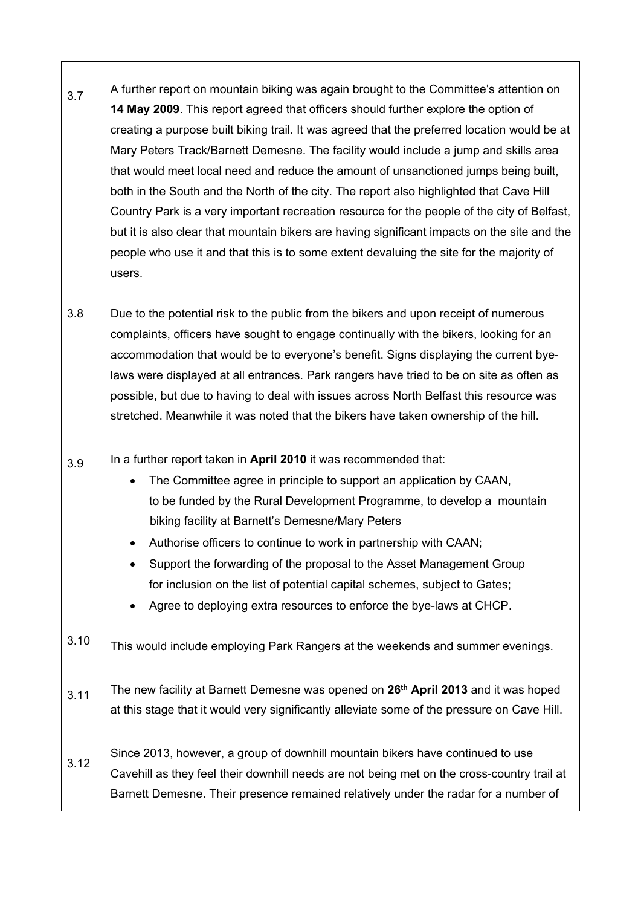3.7 A further report on mountain biking was again brought to the Committee's attention on **14 May 2009**. This report agreed that officers should further explore the option of creating a purpose built biking trail. It was agreed that the preferred location would be at Mary Peters Track/Barnett Demesne. The facility would include a jump and skills area that would meet local need and reduce the amount of unsanctioned jumps being built, both in the South and the North of the city. The report also highlighted that Cave Hill Country Park is a very important recreation resource for the people of the city of Belfast, but it is also clear that mountain bikers are having significant impacts on the site and the people who use it and that this is to some extent devaluing the site for the majority of users.

3.8 Due to the potential risk to the public from the bikers and upon receipt of numerous complaints, officers have sought to engage continually with the bikers, looking for an accommodation that would be to everyone's benefit. Signs displaying the current bye-laws were displayed at all entrances. Park rangers have tried to be on site as often as possible, but due to having to deal with issues across North Belfast this resource was stretched. Meanwhile it was noted that the bikers have taken ownership of the hill.

3.9 In a further report taken in **April 2010** it was recommended that:

- The Committee agree in principle to support an application by CAAN, to be funded by the Rural Development Programme, to develop a mountain biking facility at Barnett's Demesne/Mary Peters
- Authorise officers to continue to work in partnership with CAAN;
- Support the forwarding of the proposal to the Asset Management Group for inclusion on the list of potential capital schemes, subject to Gates;
- Agree to deploying extra resources to enforce the bye-laws at CHCP.

3.10 This would include employing Park Rangers at the weekends and summer evenings.

3.11 The new facility at Barnett Demesne was opened on **26th April 2013** and it was hoped at this stage that it would very significantly alleviate some of the pressure on Cave Hill.

3.12 Since 2013, however, a group of downhill mountain bikers have continued to use Cavehill as they feel their downhill needs are not being met on the cross-country trail at Barnett Demesne. Their presence remained relatively under the radar for a number of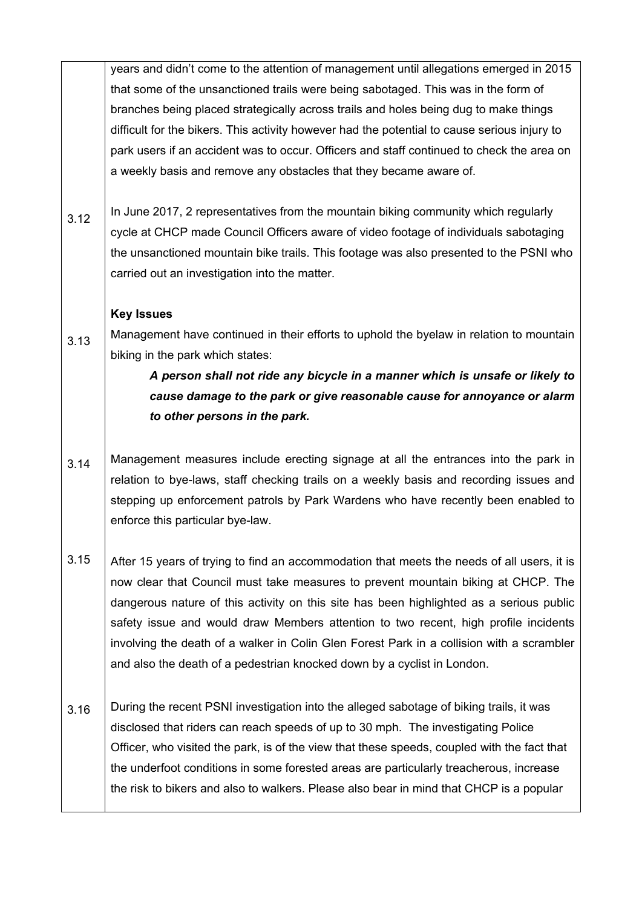years and didn't come to the attention of management until allegations emerged in 2015 that some of the unsanctioned trails were being sabotaged. This was in the form of branches being placed strategically across trails and holes being dug to make things difficult for the bikers. This activity however had the potential to cause serious injury to park users if an accident was to occur. Officers and staff continued to check the area on a weekly basis and remove any obstacles that they became aware of.

3.12 In June 2017, 2 representatives from the mountain biking community which regularly cycle at CHCP made Council Officers aware of video footage of individuals sabotaging the unsanctioned mountain bike trails. This footage was also presented to the PSNI who carried out an investigation into the matter.

**Key Issues**

3.13 Management have continued in their efforts to uphold the byelaw in relation to mountain biking in the park which states:

> ***A person shall not ride any bicycle in a manner which is unsafe or likely to cause damage to the park or give reasonable cause for annoyance or alarm to other persons in the park.***

3.14 Management measures include erecting signage at all the entrances into the park in relation to bye-laws, staff checking trails on a weekly basis and recording issues and stepping up enforcement patrols by Park Wardens who have recently been enabled to enforce this particular bye-law.

3.15 After 15 years of trying to find an accommodation that meets the needs of all users, it is now clear that Council must take measures to prevent mountain biking at CHCP. The dangerous nature of this activity on this site has been highlighted as a serious public safety issue and would draw Members attention to two recent, high profile incidents involving the death of a walker in Colin Glen Forest Park in a collision with a scrambler and also the death of a pedestrian knocked down by a cyclist in London.

3.16 During the recent PSNI investigation into the alleged sabotage of biking trails, it was disclosed that riders can reach speeds of up to 30 mph. The investigating Police Officer, who visited the park, is of the view that these speeds, coupled with the fact that the underfoot conditions in some forested areas are particularly treacherous, increase the risk to bikers and also to walkers. Please also bear in mind that CHCP is a popular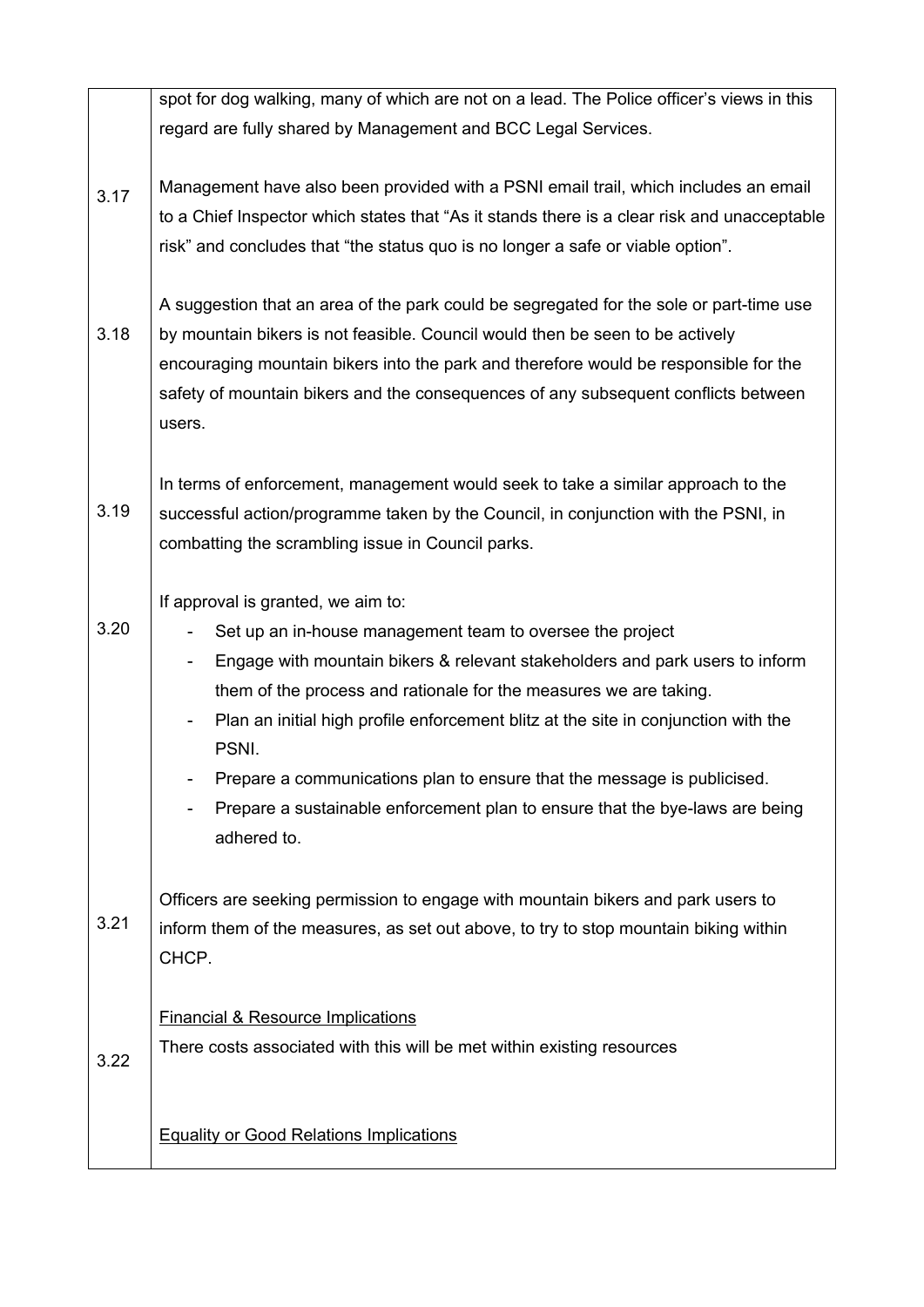|  |  |
|---|---|
|  | spot for dog walking, many of which are not on a lead. The Police officer's views in this regard are fully shared by Management and BCC Legal Services. |
| 3.17 | Management have also been provided with a PSNI email trail, which includes an email to a Chief Inspector which states that "As it stands there is a clear risk and unacceptable risk" and concludes that "the status quo is no longer a safe or viable option". |
| 3.18 | A suggestion that an area of the park could be segregated for the sole or part-time use by mountain bikers is not feasible. Council would then be seen to be actively encouraging mountain bikers into the park and therefore would be responsible for the safety of mountain bikers and the consequences of any subsequent conflicts between users. |
| 3.19 | In terms of enforcement, management would seek to take a similar approach to the successful action/programme taken by the Council, in conjunction with the PSNI, in combatting the scrambling issue in Council parks. |
| 3.20 | If approval is granted, we aim to:<br>- Set up an in-house management team to oversee the project<br>- Engage with mountain bikers & relevant stakeholders and park users to inform them of the process and rationale for the measures we are taking.<br>- Plan an initial high profile enforcement blitz at the site in conjunction with the PSNI.<br>- Prepare a communications plan to ensure that the message is publicised.<br>- Prepare a sustainable enforcement plan to ensure that the bye-laws are being adhered to. |
| 3.21 | Officers are seeking permission to engage with mountain bikers and park users to inform them of the measures, as set out above, to try to stop mountain biking within CHCP. |
| 3.22 | <u>Financial & Resource Implications</u><br>There costs associated with this will be met within existing resources |
|  | <u>Equality or Good Relations Implications</u> |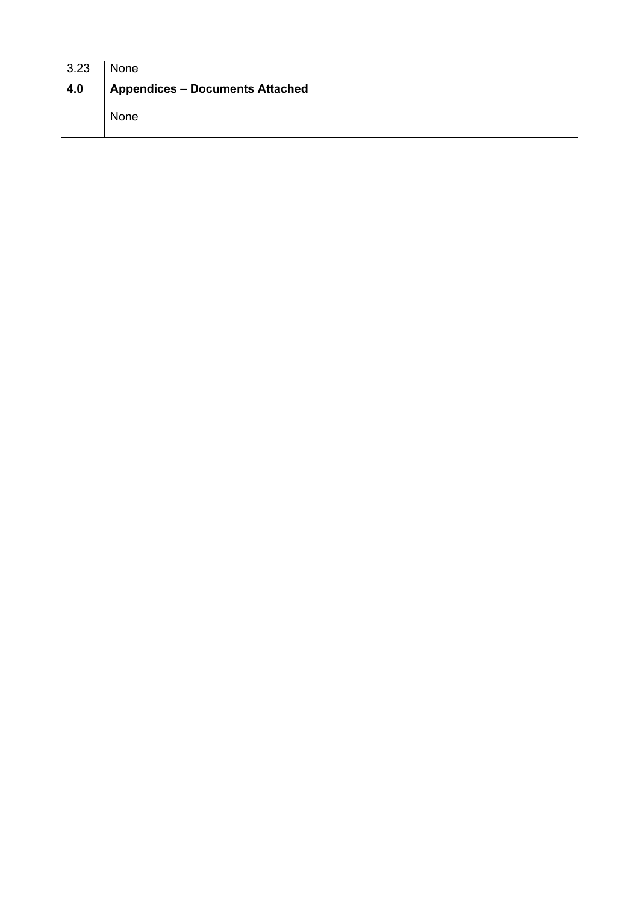| | |
|---|---|
| 3.23 | None |
| **4.0** | **Appendices – Documents Attached** |
| | None |